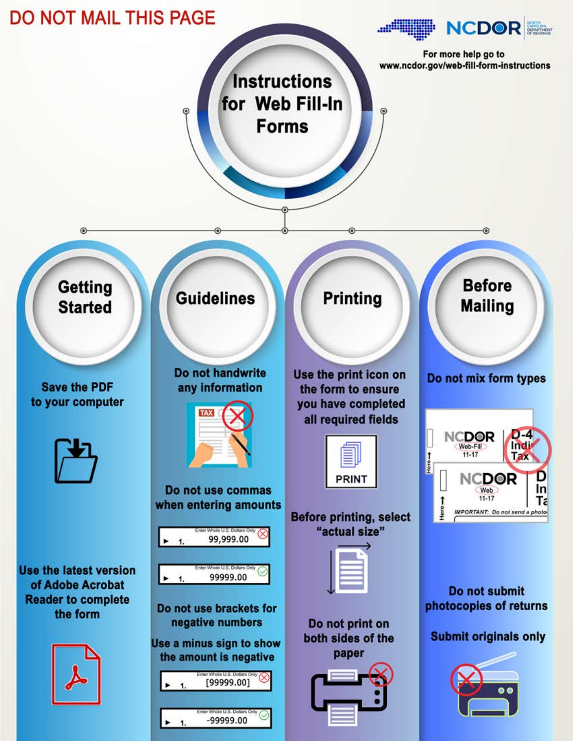DO NOT MAIL THIS PAGE

NCDOR

For more help go to www.ncdor.gov/web-fill-form-instructions

# Instructions for Web Fill-In Forms

## Getting Started

Save the PDF to your computer

Use the latest version of Adobe Acrobat Reader to complete the form

## Guidelines

Do not handwrite any information

Do not use commas when entering amounts

- 99,999.00 (incorrect)
- 99999.00 (correct)

Do not use brackets for negative numbers

Use a minus sign to show the amount is negative

- [99999.00] (incorrect)
- -99999.00 (correct)

## Printing

Use the print icon on the form to ensure you have completed all required fields

Before printing, select "actual size"

Do not print on both sides of the paper

## Before Mailing

Do not mix form types

Do not submit photocopies of returns

Submit originals only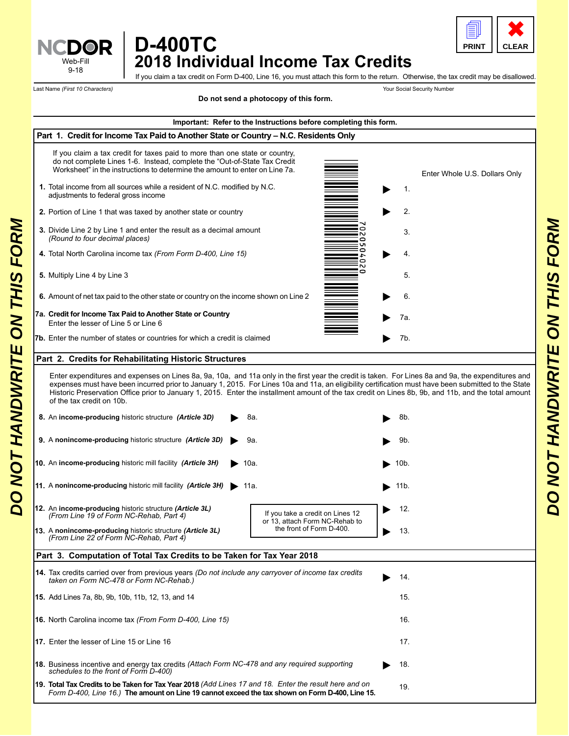NCDOR Web-Fill 9-18

# D-400TC
## 2018 Individual Income Tax Credits

If you claim a tax credit on Form D-400, Line 16, you must attach this form to the return. Otherwise, the tax credit may be disallowed.

Last Name *(First 10 Characters)* Your Social Security Number

**Do not send a photocopy of this form.**

**Important: Refer to the Instructions before completing this form.**

DO NOT HANDWRITE ON THIS FORM

### Part 1. Credit for Income Tax Paid to Another State or Country – N.C. Residents Only

If you claim a tax credit for taxes paid to more than one state or country, do not complete Lines 1-6. Instead, complete the "Out-of-State Tax Credit Worksheet" in the instructions to determine the amount to enter on Line 7a.

Enter Whole U.S. Dollars Only

702050402O

1. Total income from all sources while a resident of N.C. modified by N.C. adjustments to federal gross income ▶ 1.
2. Portion of Line 1 that was taxed by another state or country ▶ 2.
3. Divide Line 2 by Line 1 and enter the result as a decimal amount *(Round to four decimal places)* 3.
4. Total North Carolina income tax *(From Form D-400, Line 15)* ▶ 4.
5. Multiply Line 4 by Line 3 5.
6. Amount of net tax paid to the other state or country on the income shown on Line 2 ▶ 6.

7a. **Credit for Income Tax Paid to Another State or Country** Enter the lesser of Line 5 or Line 6 ▶ 7a.

7b. Enter the number of states or countries for which a credit is claimed ▶ 7b.

### Part 2. Credits for Rehabilitating Historic Structures

Enter expenditures and expenses on Lines 8a, 9a, 10a, and 11a only in the first year the credit is taken. For Lines 8a and 9a, the expenditures and expenses must have been incurred prior to January 1, 2015. For Lines 10a and 11a, an eligibility certification must have been submitted to the State Historic Preservation Office prior to January 1, 2015. Enter the installment amount of the tax credit on Lines 8b, 9b, and 11b, and the total amount of the tax credit on 10b.

8. An **income-producing** historic structure ***(Article 3D)*** ▶ 8a. ▶ 8b.
9. A **nonincome-producing** historic structure ***(Article 3D)*** ▶ 9a. ▶ 9b.
10. An **income-producing** historic mill facility ***(Article 3H)*** ▶ 10a. ▶ 10b.
11. A **nonincome-producing** historic mill facility ***(Article 3H)*** ▶ 11a. ▶ 11b.
12. An **income-producing** historic structure ***(Article 3L)*** *(From Line 19 of Form NC-Rehab, Part 4)* ▶ 12.
13. A **nonincome-producing** historic structure ***(Article 3L)*** *(From Line 22 of Form NC-Rehab, Part 4)* ▶ 13.

If you take a credit on Lines 12 or 13, attach Form NC-Rehab to the front of Form D-400.

### Part 3. Computation of Total Tax Credits to be Taken for Tax Year 2018

14. Tax credits carried over from previous years *(Do not include any carryover of income tax credits taken on Form NC-478 or Form NC-Rehab.)* ▶ 14.
15. Add Lines 7a, 8b, 9b, 10b, 11b, 12, 13, and 14 15.
16. North Carolina income tax *(From Form D-400, Line 15)* 16.
17. Enter the lesser of Line 15 or Line 16 17.
18. Business incentive and energy tax credits *(Attach Form NC-478 and any required supporting schedules to the front of Form D-400)* ▶ 18.
19. **Total Tax Credits to be Taken for Tax Year 2018** *(Add Lines 17 and 18. Enter the result here and on Form D-400, Line 16.)* **The amount on Line 19 cannot exceed the tax shown on Form D-400, Line 15.** 19.